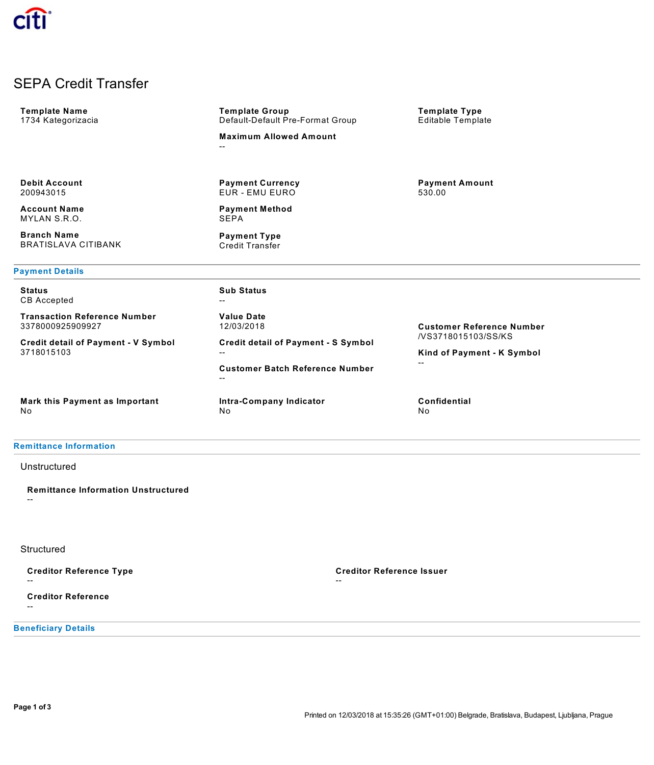citi

# SEPA Credit Transfer

**Template Name**
1734 Kategorizacia

**Template Group**
Default-Default Pre-Format Group

**Maximum Allowed Amount**
--

**Template Type**
Editable Template

**Debit Account**
200943015

**Account Name**
MYLAN S.R.O.

**Branch Name**
BRATISLAVA CITIBANK

**Payment Currency**
EUR - EMU EURO

**Payment Method**
SEPA

**Payment Type**
Credit Transfer

**Payment Amount**
530.00

## Payment Details

**Status**
CB Accepted

**Transaction Reference Number**
3378000925909927

**Credit detail of Payment - V Symbol**
3718015103

**Sub Status**
--

**Value Date**
12/03/2018

**Credit detail of Payment - S Symbol**
--

**Customer Batch Reference Number**
--

**Customer Reference Number**
/VS3718015103/SS/KS

**Kind of Payment - K Symbol**
--

**Mark this Payment as Important**
No

**Intra-Company Indicator**
No

**Confidential**
No

## Remittance Information

### Unstructured

**Remittance Information Unstructured**
--

### Structured

**Creditor Reference Type**
--

**Creditor Reference Issuer**
--

**Creditor Reference**
--

## Beneficiary Details

Printed on 12/03/2018 at 15:35:26 (GMT+01:00) Belgrade, Bratislava, Budapest, Ljubljana, Prague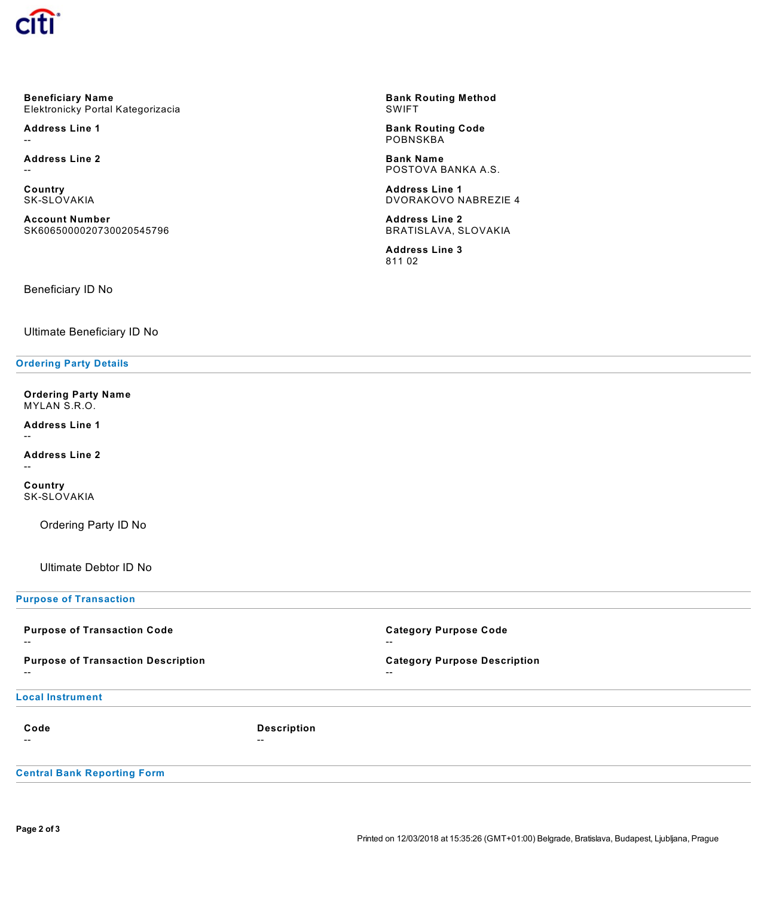**Beneficiary Name**
Elektronicky Portal Kategorizacia

**Address Line 1**
--

**Address Line 2**
--

**Country**
SK-SLOVAKIA

**Account Number**
SK6065000020730020545796

**Bank Routing Method**
SWIFT

**Bank Routing Code**
POBNSKBA

**Bank Name**
POSTOVA BANKA A.S.

**Address Line 1**
DVORAKOVO NABREZIE 4

**Address Line 2**
BRATISLAVA, SLOVAKIA

**Address Line 3**
811 02

Beneficiary ID No

Ultimate Beneficiary ID No

## Ordering Party Details

**Ordering Party Name**
MYLAN S.R.O.

**Address Line 1**
--

**Address Line 2**
--

**Country**
SK-SLOVAKIA

Ordering Party ID No

Ultimate Debtor ID No

## Purpose of Transaction

**Purpose of Transaction Code**
--

**Purpose of Transaction Description**
--

**Category Purpose Code**
--

**Category Purpose Description**
--

## Local Instrument

| Code | Description |
| --- | --- |
| -- | -- |

## Central Bank Reporting Form

Printed on 12/03/2018 at 15:35:26 (GMT+01:00) Belgrade, Bratislava, Budapest, Ljubljana, Prague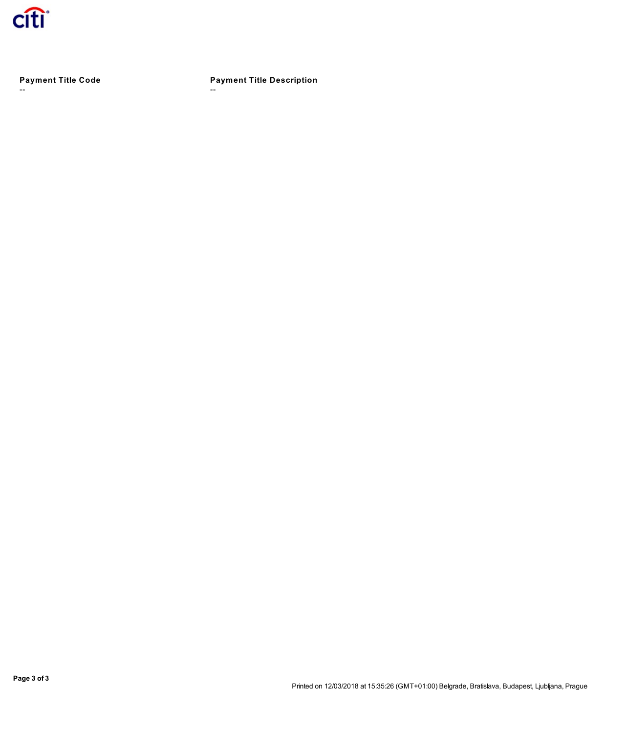| Payment Title Code | Payment Title Description |
| --- | --- |
| -- | -- |

Printed on 12/03/2018 at 15:35:26 (GMT+01:00) Belgrade, Bratislava, Budapest, Ljubljana, Prague